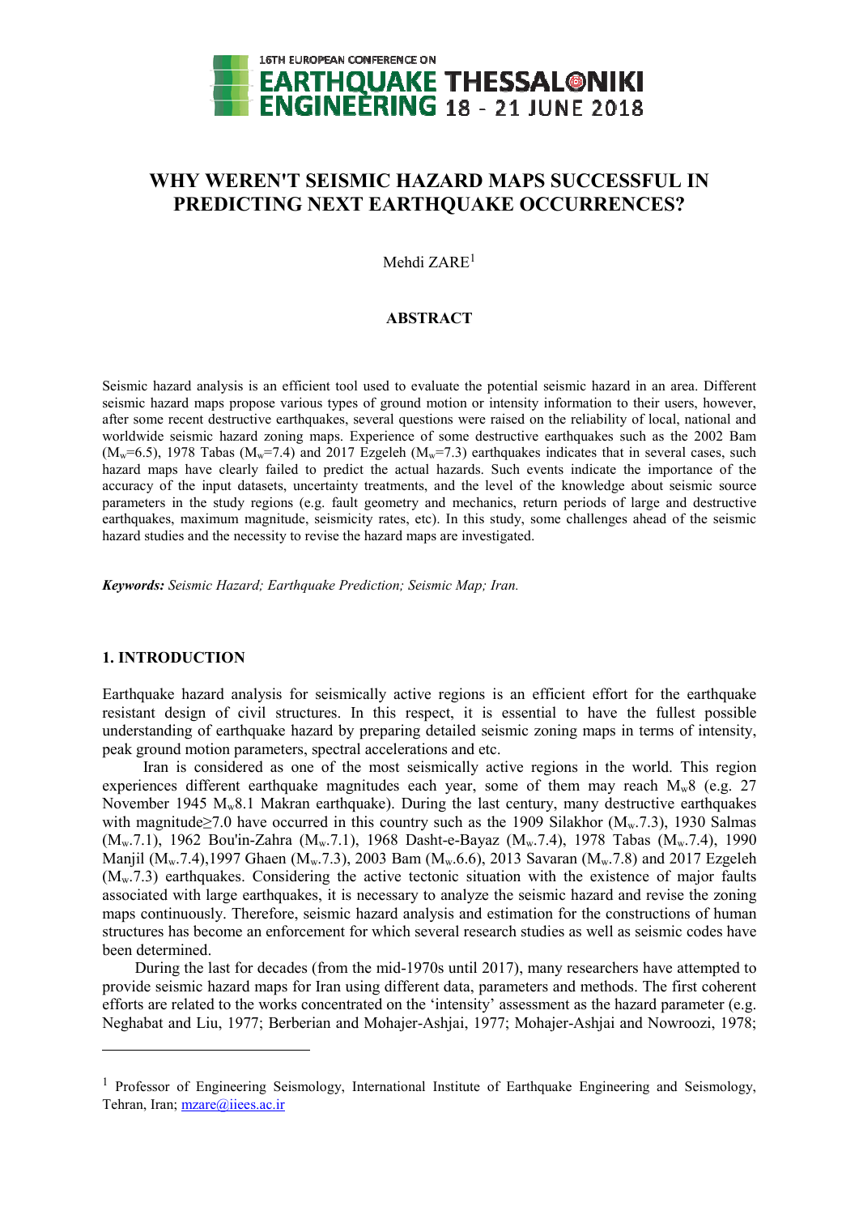# WHY WEREN'T SEISMIC HAZARD MAPS SUCCESSFUL IN PREDICTING NEXT EARTHQUAKE OCCURRENCES?

Mehdi ZARE[1]

## ABSTRACT

Seismic hazard analysis is an efficient tool used to evaluate the potential seismic hazard in an area. Different seismic hazard maps propose various types of ground motion or intensity information to their users, however, after some recent destructive earthquakes, several questions were raised on the reliability of local, national and worldwide seismic hazard zoning maps. Experience of some destructive earthquakes such as the 2002 Bam ($M_w$=6.5), 1978 Tabas ($M_w$=7.4) and 2017 Ezgeleh ($M_w$=7.3) earthquakes indicates that in several cases, such hazard maps have clearly failed to predict the actual hazards. Such events indicate the importance of the accuracy of the input datasets, uncertainty treatments, and the level of the knowledge about seismic source parameters in the study regions (e.g. fault geometry and mechanics, return periods of large and destructive earthquakes, maximum magnitude, seismicity rates, etc). In this study, some challenges ahead of the seismic hazard studies and the necessity to revise the hazard maps are investigated.

***Keywords:*** *Seismic Hazard; Earthquake Prediction; Seismic Map; Iran.*

## 1. INTRODUCTION

Earthquake hazard analysis for seismically active regions is an efficient effort for the earthquake resistant design of civil structures. In this respect, it is essential to have the fullest possible understanding of earthquake hazard by preparing detailed seismic zoning maps in terms of intensity, peak ground motion parameters, spectral accelerations and etc.

Iran is considered as one of the most seismically active regions in the world. This region experiences different earthquake magnitudes each year, some of them may reach $M_w$8 (e.g. 27 November 1945 $M_w$8.1 Makran earthquake). During the last century, many destructive earthquakes with magnitude≥7.0 have occurred in this country such as the 1909 Silakhor ($M_w$.7.3), 1930 Salmas ($M_w$.7.1), 1962 Bou'in-Zahra ($M_w$.7.1), 1968 Dasht-e-Bayaz ($M_w$.7.4), 1978 Tabas ($M_w$.7.4), 1990 Manjil ($M_w$.7.4),1997 Ghaen ($M_w$.7.3), 2003 Bam ($M_w$.6.6), 2013 Savaran ($M_w$.7.8) and 2017 Ezgeleh ($M_w$.7.3) earthquakes. Considering the active tectonic situation with the existence of major faults associated with large earthquakes, it is necessary to analyze the seismic hazard and revise the zoning maps continuously. Therefore, seismic hazard analysis and estimation for the constructions of human structures has become an enforcement for which several research studies as well as seismic codes have been determined.

During the last for decades (from the mid-1970s until 2017), many researchers have attempted to provide seismic hazard maps for Iran using different data, parameters and methods. The first coherent efforts are related to the works concentrated on the 'intensity' assessment as the hazard parameter (e.g. Neghabat and Liu, 1977; Berberian and Mohajer-Ashjai, 1977; Mohajer-Ashjai and Nowroozi, 1978;

---

[1] Professor of Engineering Seismology, International Institute of Earthquake Engineering and Seismology, Tehran, Iran; mzare@iiees.ac.ir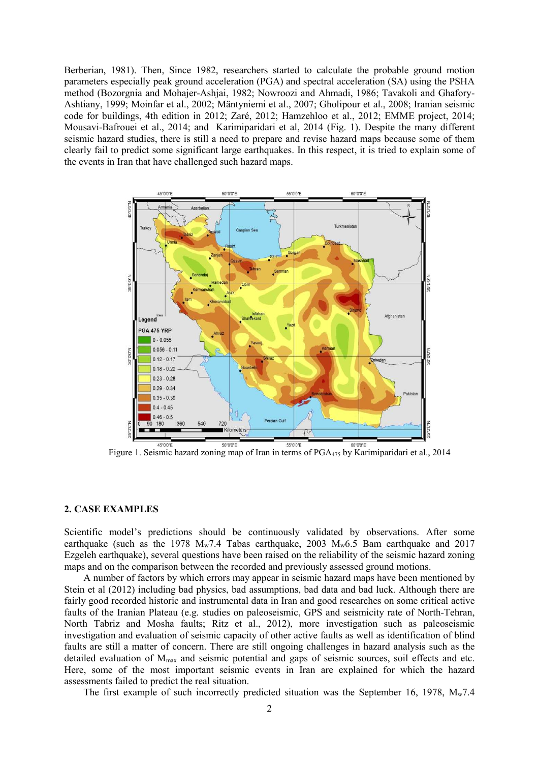Berberian, 1981). Then, Since 1982, researchers started to calculate the probable ground motion parameters especially peak ground acceleration (PGA) and spectral acceleration (SA) using the PSHA method (Bozorgnia and Mohajer-Ashjai, 1982; Nowroozi and Ahmadi, 1986; Tavakoli and Ghafory-Ashtiany, 1999; Moinfar et al., 2002; Mäntyniemi et al., 2007; Gholipour et al., 2008; Iranian seismic code for buildings, 4th edition in 2012; Zaré, 2012; Hamzehloo et al., 2012; EMME project, 2014; Mousavi-Bafrouei et al., 2014; and Karimiparidari et al, 2014 (Fig. 1). Despite the many different seismic hazard studies, there is still a need to prepare and revise hazard maps because some of them clearly fail to predict some significant large earthquakes. In this respect, it is tried to explain some of the events in Iran that have challenged such hazard maps.

Figure 1. Seismic hazard zoning map of Iran in terms of $PGA_{475}$ by Karimiparidari et al., 2014

## 2. CASE EXAMPLES

Scientific model's predictions should be continuously validated by observations. After some earthquake (such as the 1978 $M_w$7.4 Tabas earthquake, 2003 $M_w$6.5 Bam earthquake and 2017 Ezgeleh earthquake), several questions have been raised on the reliability of the seismic hazard zoning maps and on the comparison between the recorded and previously assessed ground motions.

A number of factors by which errors may appear in seismic hazard maps have been mentioned by Stein et al (2012) including bad physics, bad assumptions, bad data and bad luck. Although there are fairly good recorded historic and instrumental data in Iran and good researches on some critical active faults of the Iranian Plateau (e.g. studies on paleoseismic, GPS and seismicity rate of North-Tehran, North Tabriz and Mosha faults; Ritz et al., 2012), more investigation such as paleoseismic investigation and evaluation of seismic capacity of other active faults as well as identification of blind faults are still a matter of concern. There are still ongoing challenges in hazard analysis such as the detailed evaluation of $M_{max}$ and seismic potential and gaps of seismic sources, soil effects and etc. Here, some of the most important seismic events in Iran are explained for which the hazard assessments failed to predict the real situation.

The first example of such incorrectly predicted situation was the September 16, 1978, $M_w$7.4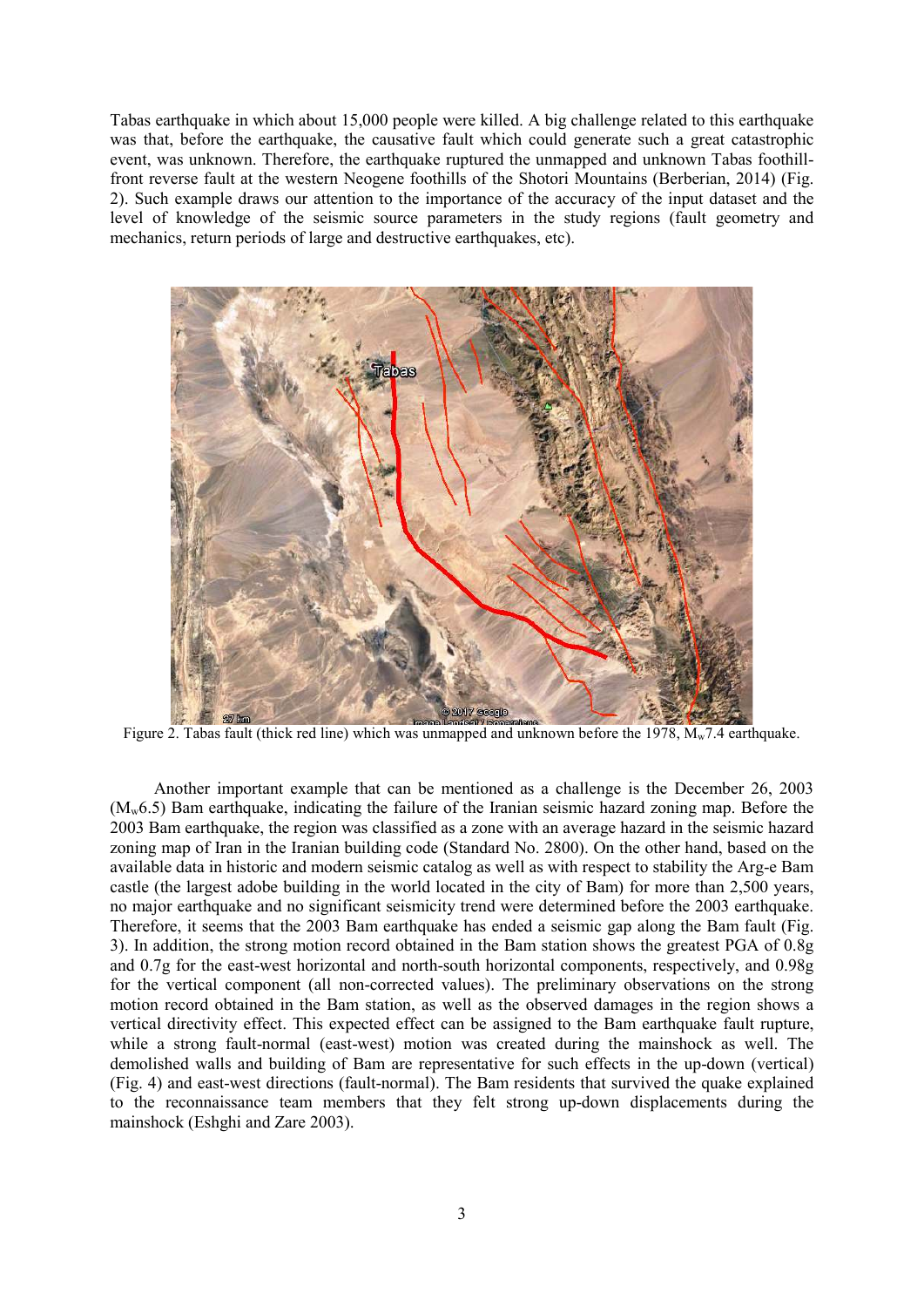Tabas earthquake in which about 15,000 people were killed. A big challenge related to this earthquake was that, before the earthquake, the causative fault which could generate such a great catastrophic event, was unknown. Therefore, the earthquake ruptured the unmapped and unknown Tabas foothill-front reverse fault at the western Neogene foothills of the Shotori Mountains (Berberian, 2014) (Fig. 2). Such example draws our attention to the importance of the accuracy of the input dataset and the level of knowledge of the seismic source parameters in the study regions (fault geometry and mechanics, return periods of large and destructive earthquakes, etc).

Figure 2. Tabas fault (thick red line) which was unmapped and unknown before the 1978, $M_w$7.4 earthquake.

Another important example that can be mentioned as a challenge is the December 26, 2003 ($M_w$6.5) Bam earthquake, indicating the failure of the Iranian seismic hazard zoning map. Before the 2003 Bam earthquake, the region was classified as a zone with an average hazard in the seismic hazard zoning map of Iran in the Iranian building code (Standard No. 2800). On the other hand, based on the available data in historic and modern seismic catalog as well as with respect to stability the Arg-e Bam castle (the largest adobe building in the world located in the city of Bam) for more than 2,500 years, no major earthquake and no significant seismicity trend were determined before the 2003 earthquake. Therefore, it seems that the 2003 Bam earthquake has ended a seismic gap along the Bam fault (Fig. 3). In addition, the strong motion record obtained in the Bam station shows the greatest PGA of 0.8g and 0.7g for the east-west horizontal and north-south horizontal components, respectively, and 0.98g for the vertical component (all non-corrected values). The preliminary observations on the strong motion record obtained in the Bam station, as well as the observed damages in the region shows a vertical directivity effect. This expected effect can be assigned to the Bam earthquake fault rupture, while a strong fault-normal (east-west) motion was created during the mainshock as well. The demolished walls and building of Bam are representative for such effects in the up-down (vertical) (Fig. 4) and east-west directions (fault-normal). The Bam residents that survived the quake explained to the reconnaissance team members that they felt strong up-down displacements during the mainshock (Eshghi and Zare 2003).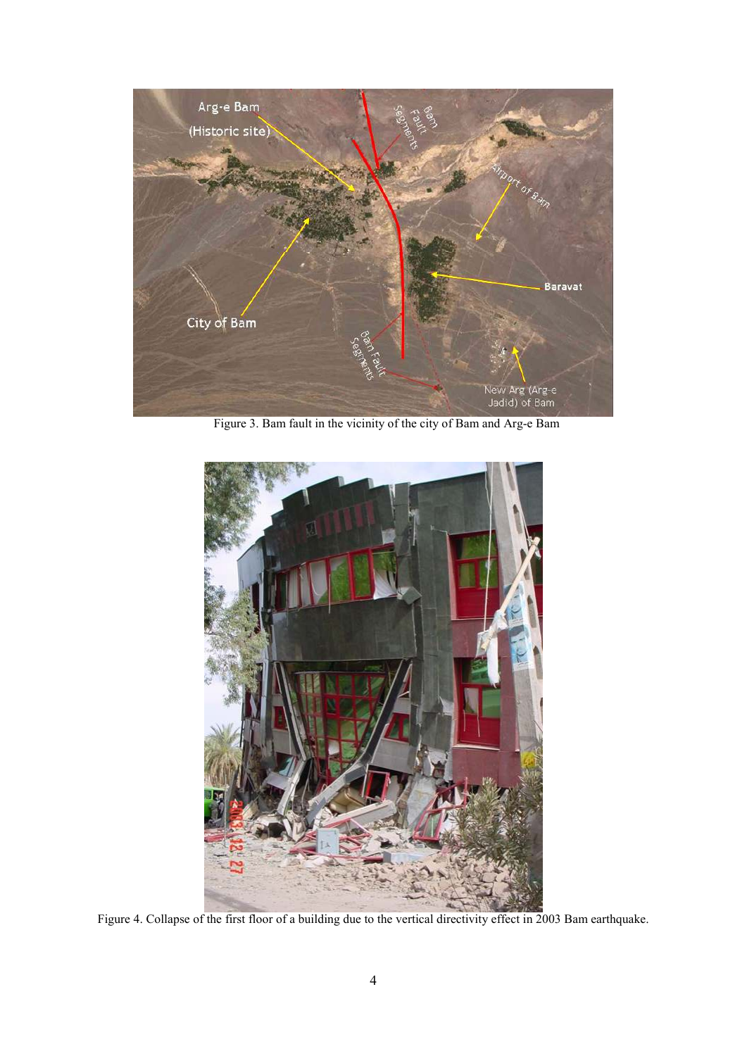Figure 3. Bam fault in the vicinity of the city of Bam and Arg-e Bam

Figure 4. Collapse of the first floor of a building due to the vertical directivity effect in 2003 Bam earthquake.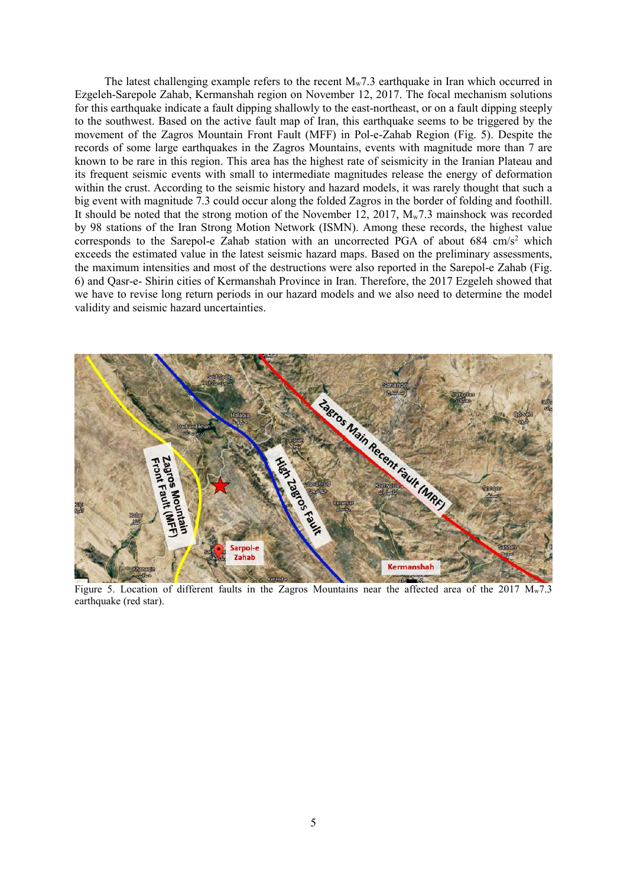The latest challenging example refers to the recent $M_w$7.3 earthquake in Iran which occurred in Ezgeleh-Sarepole Zahab, Kermanshah region on November 12, 2017. The focal mechanism solutions for this earthquake indicate a fault dipping shallowly to the east-northeast, or on a fault dipping steeply to the southwest. Based on the active fault map of Iran, this earthquake seems to be triggered by the movement of the Zagros Mountain Front Fault (MFF) in Pol-e-Zahab Region (Fig. 5). Despite the records of some large earthquakes in the Zagros Mountains, events with magnitude more than 7 are known to be rare in this region. This area has the highest rate of seismicity in the Iranian Plateau and its frequent seismic events with small to intermediate magnitudes release the energy of deformation within the crust. According to the seismic history and hazard models, it was rarely thought that such a big event with magnitude 7.3 could occur along the folded Zagros in the border of folding and foothill. It should be noted that the strong motion of the November 12, 2017, $M_w$7.3 mainshock was recorded by 98 stations of the Iran Strong Motion Network (ISMN). Among these records, the highest value corresponds to the Sarepol-e Zahab station with an uncorrected PGA of about 684 $cm/s^2$ which exceeds the estimated value in the latest seismic hazard maps. Based on the preliminary assessments, the maximum intensities and most of the destructions were also reported in the Sarepol-e Zahab (Fig. 6) and Qasr-e- Shirin cities of Kermanshah Province in Iran. Therefore, the 2017 Ezgeleh showed that we have to revise long return periods in our hazard models and we also need to determine the model validity and seismic hazard uncertainties.

Figure 5. Location of different faults in the Zagros Mountains near the affected area of the 2017 $M_w$7.3 earthquake (red star).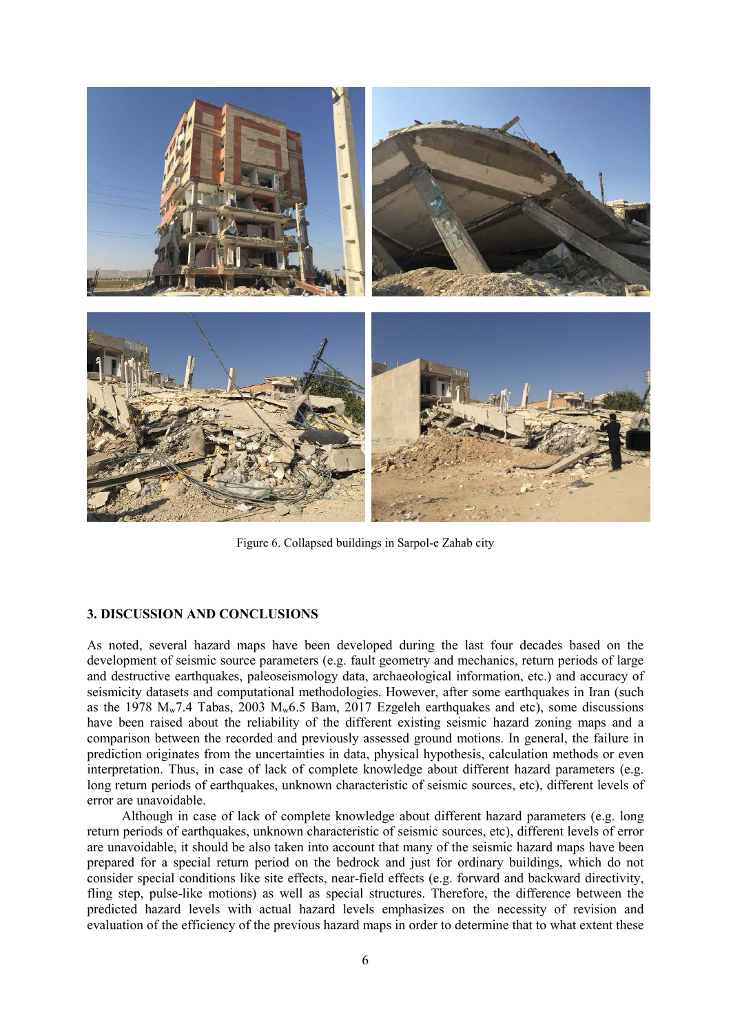Figure 6. Collapsed buildings in Sarpol-e Zahab city

## 3. DISCUSSION AND CONCLUSIONS

As noted, several hazard maps have been developed during the last four decades based on the development of seismic source parameters (e.g. fault geometry and mechanics, return periods of large and destructive earthquakes, paleoseismology data, archaeological information, etc.) and accuracy of seismicity datasets and computational methodologies. However, after some earthquakes in Iran (such as the 1978 $M_w$7.4 Tabas, 2003 $M_w$6.5 Bam, 2017 Ezgeleh earthquakes and etc), some discussions have been raised about the reliability of the different existing seismic hazard zoning maps and a comparison between the recorded and previously assessed ground motions. In general, the failure in prediction originates from the uncertainties in data, physical hypothesis, calculation methods or even interpretation. Thus, in case of lack of complete knowledge about different hazard parameters (e.g. long return periods of earthquakes, unknown characteristic of seismic sources, etc), different levels of error are unavoidable.

Although in case of lack of complete knowledge about different hazard parameters (e.g. long return periods of earthquakes, unknown characteristic of seismic sources, etc), different levels of error are unavoidable, it should be also taken into account that many of the seismic hazard maps have been prepared for a special return period on the bedrock and just for ordinary buildings, which do not consider special conditions like site effects, near-field effects (e.g. forward and backward directivity, fling step, pulse-like motions) as well as special structures. Therefore, the difference between the predicted hazard levels with actual hazard levels emphasizes on the necessity of revision and evaluation of the efficiency of the previous hazard maps in order to determine that to what extent these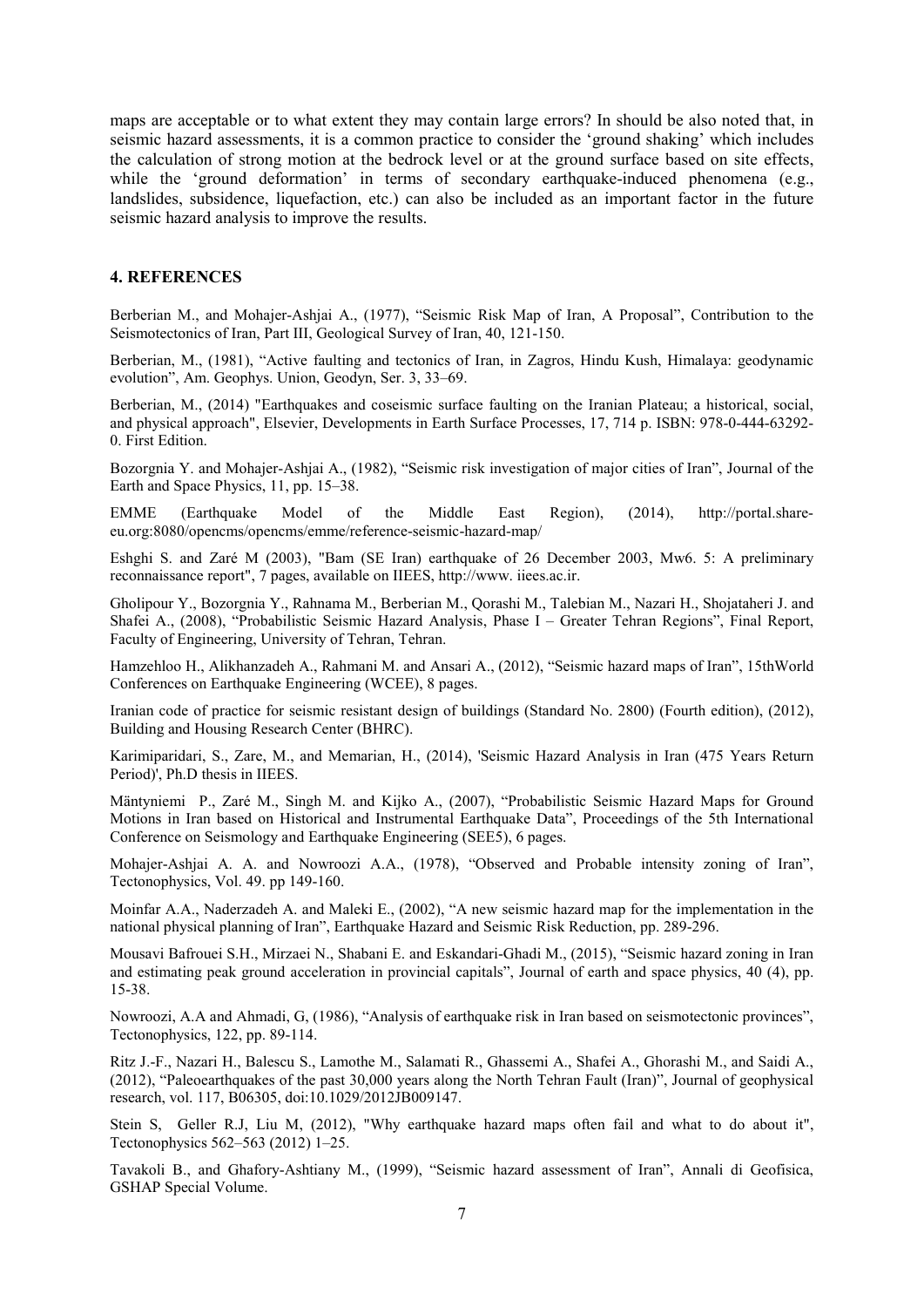maps are acceptable or to what extent they may contain large errors? In should be also noted that, in seismic hazard assessments, it is a common practice to consider the 'ground shaking' which includes the calculation of strong motion at the bedrock level or at the ground surface based on site effects, while the 'ground deformation' in terms of secondary earthquake-induced phenomena (e.g., landslides, subsidence, liquefaction, etc.) can also be included as an important factor in the future seismic hazard analysis to improve the results.

## 4. REFERENCES

Berberian M., and Mohajer-Ashjai A., (1977), "Seismic Risk Map of Iran, A Proposal", Contribution to the Seismotectonics of Iran, Part III, Geological Survey of Iran, 40, 121-150.

Berberian, M., (1981), "Active faulting and tectonics of Iran, in Zagros, Hindu Kush, Himalaya: geodynamic evolution", Am. Geophys. Union, Geodyn, Ser. 3, 33–69.

Berberian, M., (2014) "Earthquakes and coseismic surface faulting on the Iranian Plateau; a historical, social, and physical approach", Elsevier, Developments in Earth Surface Processes, 17, 714 p. ISBN: 978-0-444-63292-0. First Edition.

Bozorgnia Y. and Mohajer-Ashjai A., (1982), "Seismic risk investigation of major cities of Iran", Journal of the Earth and Space Physics, 11, pp. 15–38.

EMME (Earthquake Model of the Middle East Region), (2014), http://portal.share-eu.org:8080/opencms/opencms/emme/reference-seismic-hazard-map/

Eshghi S. and Zaré M (2003), "Bam (SE Iran) earthquake of 26 December 2003, Mw6. 5: A preliminary reconnaissance report", 7 pages, available on IIEES, http://www. iiees.ac.ir.

Gholipour Y., Bozorgnia Y., Rahnama M., Berberian M., Qorashi M., Talebian M., Nazari H., Shojataheri J. and Shafei A., (2008), "Probabilistic Seismic Hazard Analysis, Phase I – Greater Tehran Regions", Final Report, Faculty of Engineering, University of Tehran, Tehran.

Hamzehloo H., Alikhanzadeh A., Rahmani M. and Ansari A., (2012), "Seismic hazard maps of Iran", 15thWorld Conferences on Earthquake Engineering (WCEE), 8 pages.

Iranian code of practice for seismic resistant design of buildings (Standard No. 2800) (Fourth edition), (2012), Building and Housing Research Center (BHRC).

Karimiparidari, S., Zare, M., and Memarian, H., (2014), 'Seismic Hazard Analysis in Iran (475 Years Return Period)', Ph.D thesis in IIEES.

Mäntyniemi P., Zaré M., Singh M. and Kijko A., (2007), "Probabilistic Seismic Hazard Maps for Ground Motions in Iran based on Historical and Instrumental Earthquake Data", Proceedings of the 5th International Conference on Seismology and Earthquake Engineering (SEE5), 6 pages.

Mohajer-Ashjai A. A. and Nowroozi A.A., (1978), "Observed and Probable intensity zoning of Iran", Tectonophysics, Vol. 49. pp 149-160.

Moinfar A.A., Naderzadeh A. and Maleki E., (2002), "A new seismic hazard map for the implementation in the national physical planning of Iran", Earthquake Hazard and Seismic Risk Reduction, pp. 289-296.

Mousavi Bafrouei S.H., Mirzaei N., Shabani E. and Eskandari-Ghadi M., (2015), "Seismic hazard zoning in Iran and estimating peak ground acceleration in provincial capitals", Journal of earth and space physics, 40 (4), pp. 15-38.

Nowroozi, A.A and Ahmadi, G, (1986), "Analysis of earthquake risk in Iran based on seismotectonic provinces", Tectonophysics, 122, pp. 89-114.

Ritz J.-F., Nazari H., Balescu S., Lamothe M., Salamati R., Ghassemi A., Shafei A., Ghorashi M., and Saidi A., (2012), "Paleoearthquakes of the past 30,000 years along the North Tehran Fault (Iran)", Journal of geophysical research, vol. 117, B06305, doi:10.1029/2012JB009147.

Stein S, Geller R.J, Liu M, (2012), "Why earthquake hazard maps often fail and what to do about it", Tectonophysics 562–563 (2012) 1–25.

Tavakoli B., and Ghafory-Ashtiany M., (1999), "Seismic hazard assessment of Iran", Annali di Geofisica, GSHAP Special Volume.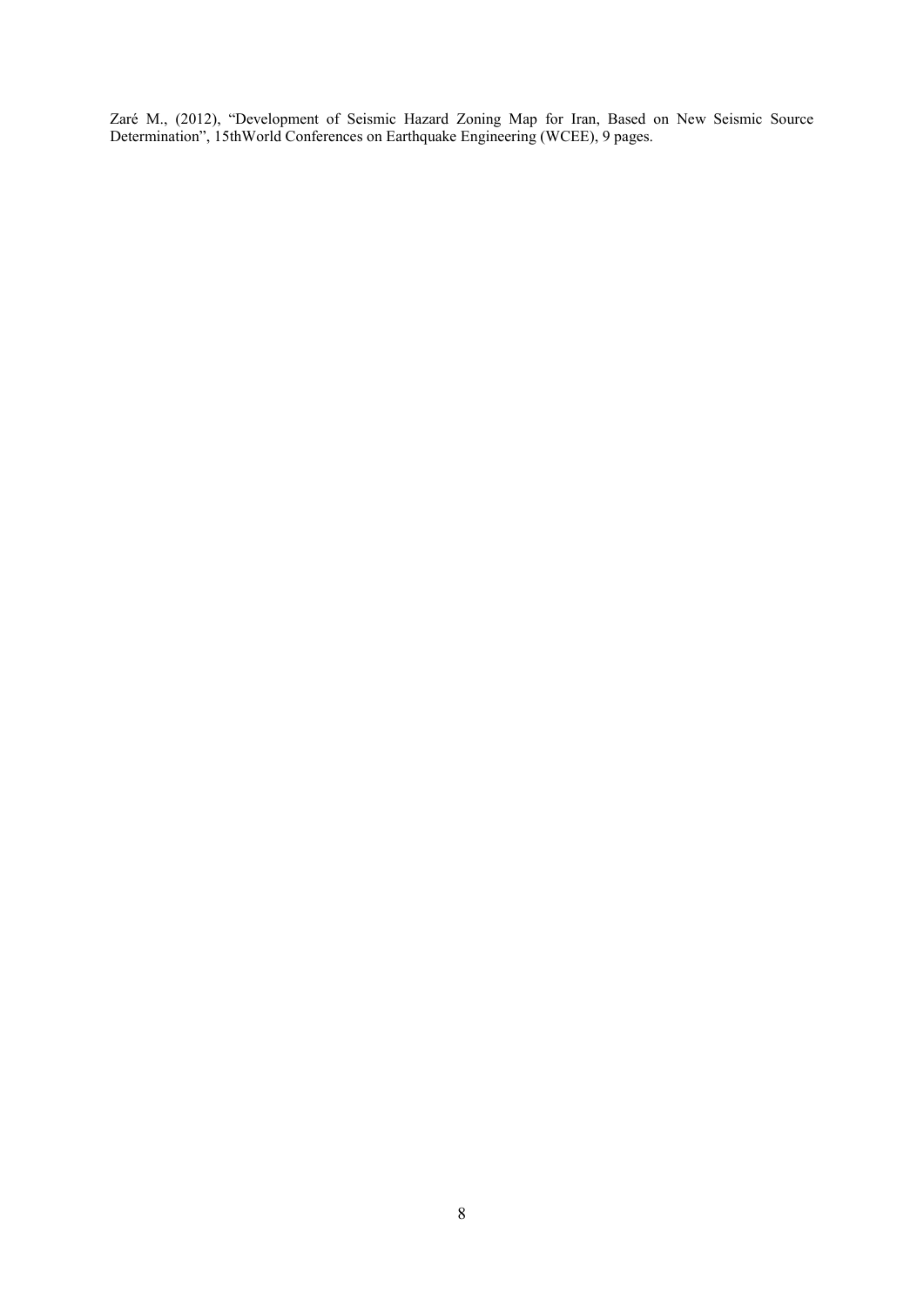Zaré M., (2012), "Development of Seismic Hazard Zoning Map for Iran, Based on New Seismic Source Determination", 15thWorld Conferences on Earthquake Engineering (WCEE), 9 pages.